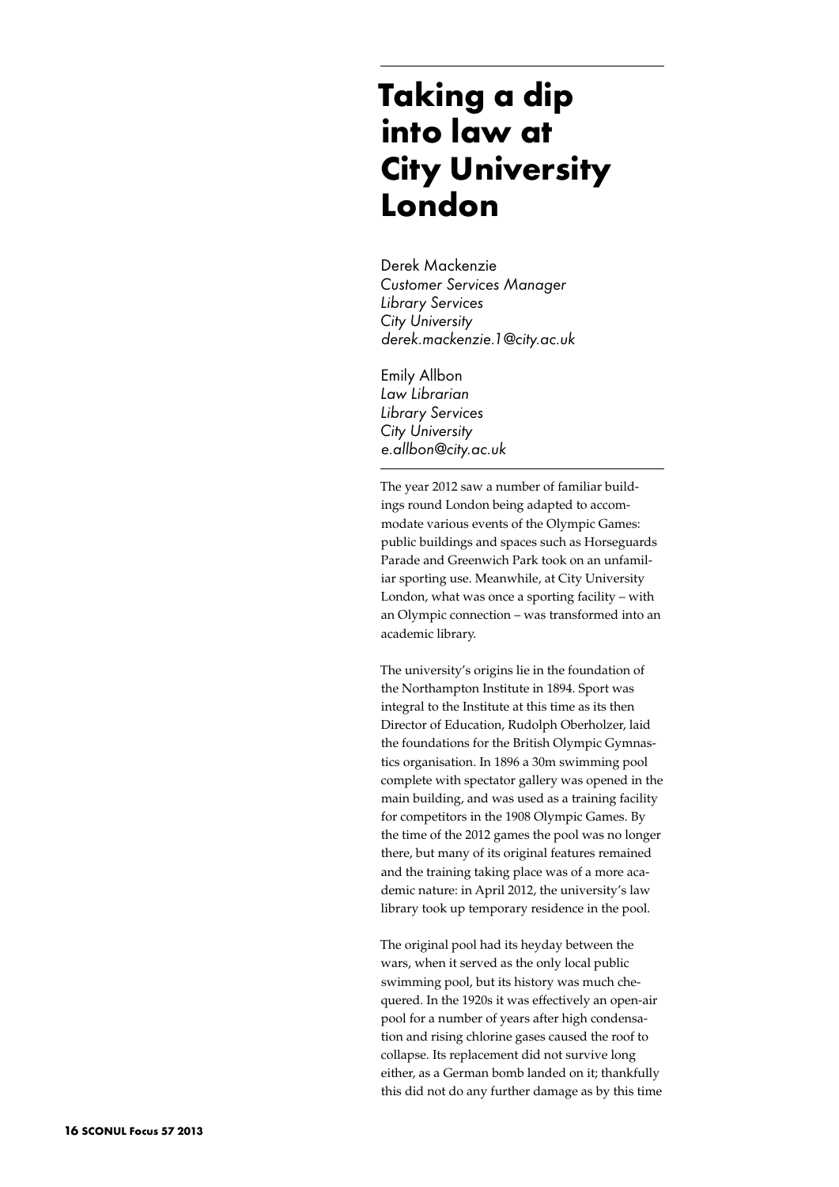# Taking a dip into law at City University London

Derek Mackenzie
*Customer Services Manager*
*Library Services*
*City University*
*derek.mackenzie.1@city.ac.uk*

Emily Allbon
*Law Librarian*
*Library Services*
*City University*
*e.allbon@city.ac.uk*

The year 2012 saw a number of familiar buildings round London being adapted to accommodate various events of the Olympic Games: public buildings and spaces such as Horseguards Parade and Greenwich Park took on an unfamiliar sporting use. Meanwhile, at City University London, what was once a sporting facility – with an Olympic connection – was transformed into an academic library.

The university's origins lie in the foundation of the Northampton Institute in 1894. Sport was integral to the Institute at this time as its then Director of Education, Rudolph Oberholzer, laid the foundations for the British Olympic Gymnastics organisation. In 1896 a 30m swimming pool complete with spectator gallery was opened in the main building, and was used as a training facility for competitors in the 1908 Olympic Games. By the time of the 2012 games the pool was no longer there, but many of its original features remained and the training taking place was of a more academic nature: in April 2012, the university's law library took up temporary residence in the pool.

The original pool had its heyday between the wars, when it served as the only local public swimming pool, but its history was much chequered. In the 1920s it was effectively an open-air pool for a number of years after high condensation and rising chlorine gases caused the roof to collapse. Its replacement did not survive long either, as a German bomb landed on it; thankfully this did not do any further damage as by this time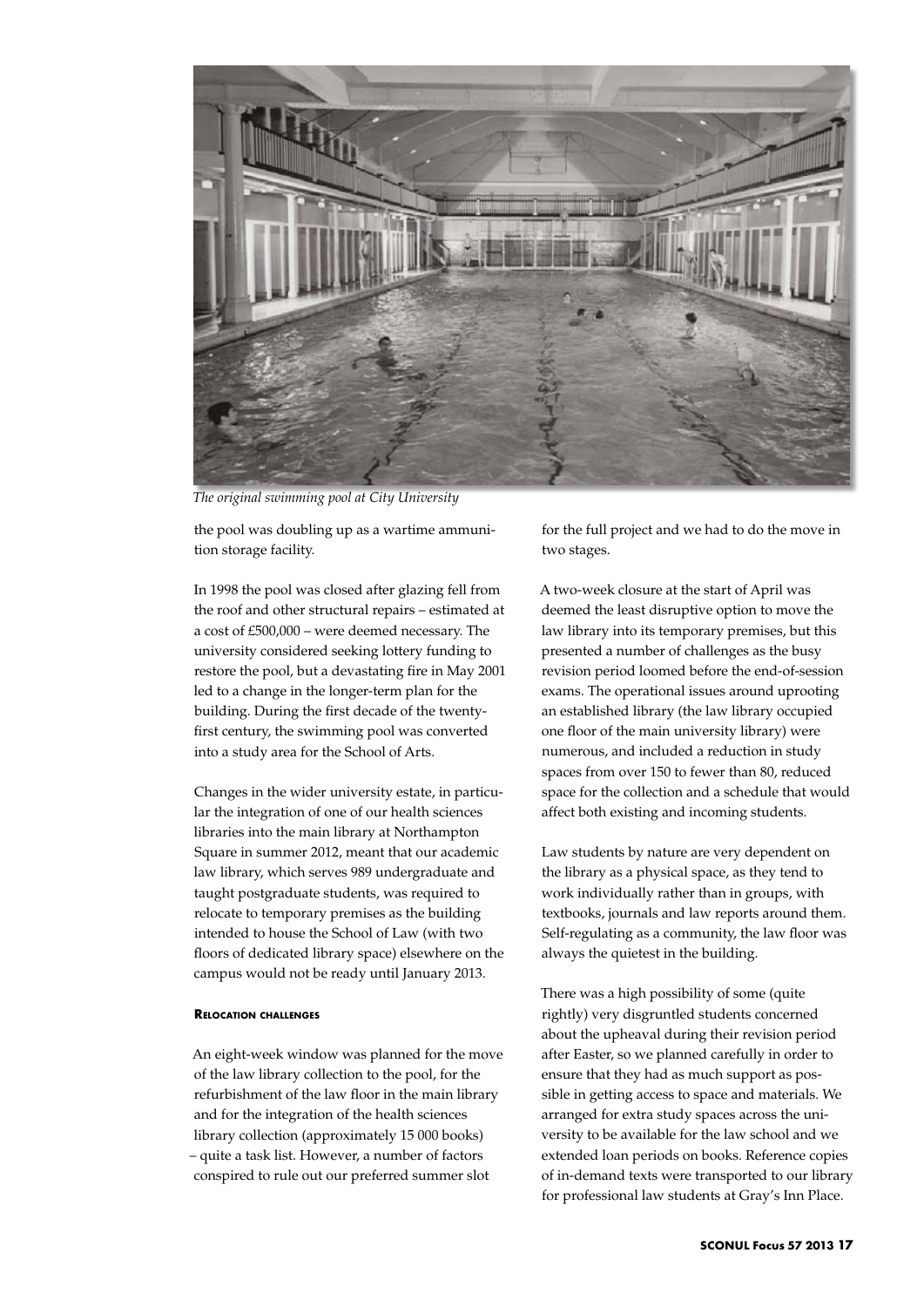*The original swimming pool at City University*

the pool was doubling up as a wartime ammunition storage facility.

In 1998 the pool was closed after glazing fell from the roof and other structural repairs – estimated at a cost of £500,000 – were deemed necessary. The university considered seeking lottery funding to restore the pool, but a devastating fire in May 2001 led to a change in the longer-term plan for the building. During the first decade of the twenty-first century, the swimming pool was converted into a study area for the School of Arts.

Changes in the wider university estate, in particular the integration of one of our health sciences libraries into the main library at Northampton Square in summer 2012, meant that our academic law library, which serves 989 undergraduate and taught postgraduate students, was required to relocate to temporary premises as the building intended to house the School of Law (with two floors of dedicated library space) elsewhere on the campus would not be ready until January 2013.

### Relocation challenges

An eight-week window was planned for the move of the law library collection to the pool, for the refurbishment of the law floor in the main library and for the integration of the health sciences library collection (approximately 15 000 books) – quite a task list. However, a number of factors conspired to rule out our preferred summer slot for the full project and we had to do the move in two stages.

A two-week closure at the start of April was deemed the least disruptive option to move the law library into its temporary premises, but this presented a number of challenges as the busy revision period loomed before the end-of-session exams. The operational issues around uprooting an established library (the law library occupied one floor of the main university library) were numerous, and included a reduction in study spaces from over 150 to fewer than 80, reduced space for the collection and a schedule that would affect both existing and incoming students.

Law students by nature are very dependent on the library as a physical space, as they tend to work individually rather than in groups, with textbooks, journals and law reports around them. Self-regulating as a community, the law floor was always the quietest in the building.

There was a high possibility of some (quite rightly) very disgruntled students concerned about the upheaval during their revision period after Easter, so we planned carefully in order to ensure that they had as much support as possible in getting access to space and materials. We arranged for extra study spaces across the university to be available for the law school and we extended loan periods on books. Reference copies of in-demand texts were transported to our library for professional law students at Gray's Inn Place.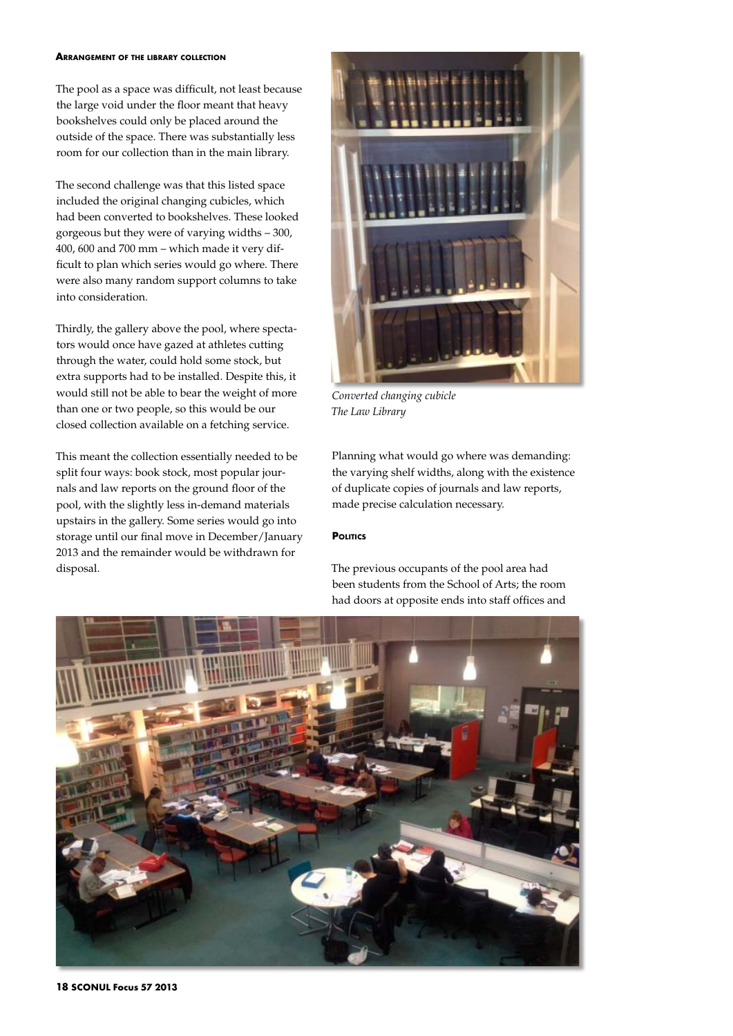### Arrangement of the library collection

The pool as a space was difficult, not least because the large void under the floor meant that heavy bookshelves could only be placed around the outside of the space. There was substantially less room for our collection than in the main library.

The second challenge was that this listed space included the original changing cubicles, which had been converted to bookshelves. These looked gorgeous but they were of varying widths – 300, 400, 600 and 700 mm – which made it very difficult to plan which series would go where. There were also many random support columns to take into consideration.

Thirdly, the gallery above the pool, where spectators would once have gazed at athletes cutting through the water, could hold some stock, but extra supports had to be installed. Despite this, it would still not be able to bear the weight of more than one or two people, so this would be our closed collection available on a fetching service.

This meant the collection essentially needed to be split four ways: book stock, most popular journals and law reports on the ground floor of the pool, with the slightly less in-demand materials upstairs in the gallery. Some series would go into storage until our final move in December/January 2013 and the remainder would be withdrawn for disposal.

*Converted changing cubicle*
*The Law Library*

Planning what would go where was demanding: the varying shelf widths, along with the existence of duplicate copies of journals and law reports, made precise calculation necessary.

### Politics

The previous occupants of the pool area had been students from the School of Arts; the room had doors at opposite ends into staff offices and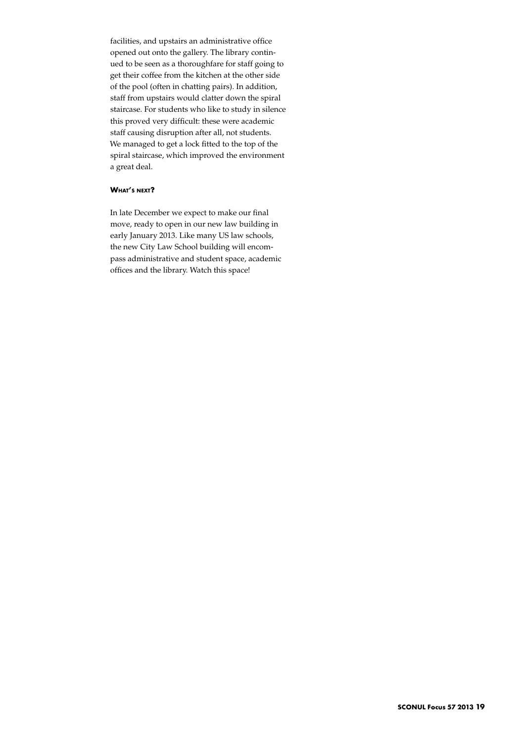facilities, and upstairs an administrative office opened out onto the gallery. The library continued to be seen as a thoroughfare for staff going to get their coffee from the kitchen at the other side of the pool (often in chatting pairs). In addition, staff from upstairs would clatter down the spiral staircase. For students who like to study in silence this proved very difficult: these were academic staff causing disruption after all, not students. We managed to get a lock fitted to the top of the spiral staircase, which improved the environment a great deal.

#### What's next?

In late December we expect to make our final move, ready to open in our new law building in early January 2013. Like many US law schools, the new City Law School building will encompass administrative and student space, academic offices and the library. Watch this space!